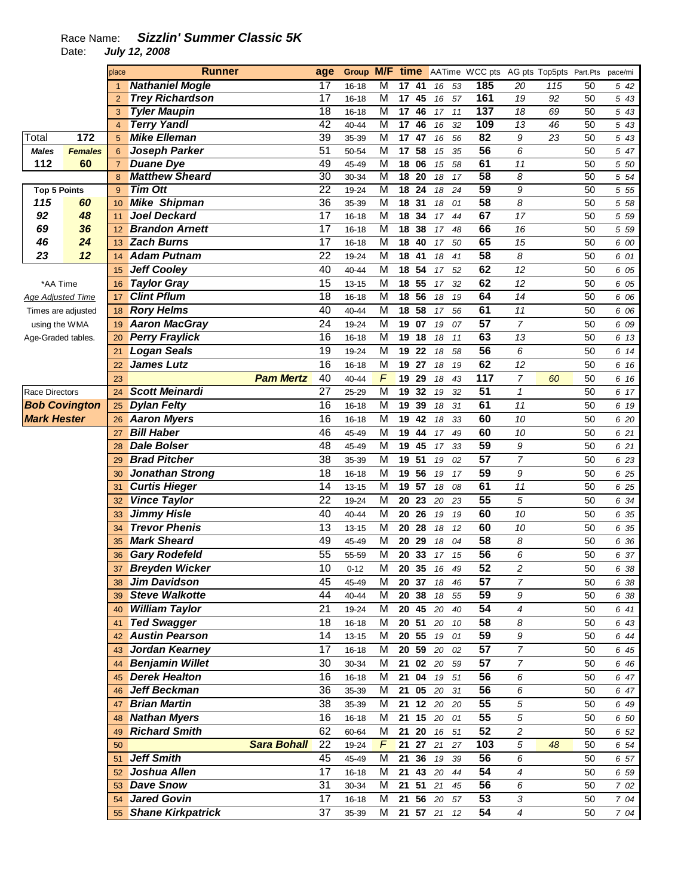Race Name: ***Sizzlin' Summer Classic 5K***

Date: ***July 12, 2008***

| | |
|---|---|
| Total | 172 |
| **Males** | **Females** |
| 112 | 60 |

| **Top 5 Points** | |
|---|---|
| 115 | 60 |
| 92 | 48 |
| 69 | 36 |
| 46 | 24 |
| 23 | 12 |

*AA Time
Age Adjusted Time
Times are adjusted using the WMA Age-Graded tables.

Race Directors
**Bob Covington**
**Mark Hester**

| place | Runner | age | Group | M/F | time | AATime | WCC pts | AG pts | Top5pts | Part.Pts | pace/mi |
|---|---|---|---|---|---|---|---|---|---|---|---|
| 1 | Nathaniel Mogle | 17 | 16-18 | M | 17 41 | 16 53 | 185 | 20 | 115 | 50 | 5 42 |
| 2 | Trey Richardson | 17 | 16-18 | M | 17 45 | 16 57 | 161 | 19 | 92 | 50 | 5 43 |
| 3 | Tyler Maupin | 18 | 16-18 | M | 17 46 | 17 11 | 137 | 18 | 69 | 50 | 5 43 |
| 4 | Terry Yandl | 42 | 40-44 | M | 17 46 | 16 32 | 109 | 13 | 46 | 50 | 5 43 |
| 5 | Mike Elleman | 39 | 35-39 | M | 17 47 | 16 56 | 82 | 9 | 23 | 50 | 5 43 |
| 6 | Joseph Parker | 51 | 50-54 | M | 17 58 | 15 35 | 56 | 6 | | 50 | 5 47 |
| 7 | Duane Dye | 49 | 45-49 | M | 18 06 | 15 58 | 61 | 11 | | 50 | 5 50 |
| 8 | Matthew Sheard | 30 | 30-34 | M | 18 20 | 18 17 | 58 | 8 | | 50 | 5 54 |
| 9 | Tim Ott | 22 | 19-24 | M | 18 24 | 18 24 | 59 | 9 | | 50 | 5 55 |
| 10 | Mike Shipman | 36 | 35-39 | M | 18 31 | 18 01 | 58 | 8 | | 50 | 5 58 |
| 11 | Joel Deckard | 17 | 16-18 | M | 18 34 | 17 44 | 67 | 17 | | 50 | 5 59 |
| 12 | Brandon Arnett | 17 | 16-18 | M | 18 38 | 17 48 | 66 | 16 | | 50 | 5 59 |
| 13 | Zach Burns | 17 | 16-18 | M | 18 40 | 17 50 | 65 | 15 | | 50 | 6 00 |
| 14 | Adam Putnam | 22 | 19-24 | M | 18 41 | 18 41 | 58 | 8 | | 50 | 6 01 |
| 15 | Jeff Cooley | 40 | 40-44 | M | 18 54 | 17 52 | 62 | 12 | | 50 | 6 05 |
| 16 | Taylor Gray | 15 | 13-15 | M | 18 55 | 17 32 | 62 | 12 | | 50 | 6 05 |
| 17 | Clint Pflum | 18 | 16-18 | M | 18 56 | 18 19 | 64 | 14 | | 50 | 6 06 |
| 18 | Rory Helms | 40 | 40-44 | M | 18 58 | 17 56 | 61 | 11 | | 50 | 6 06 |
| 19 | Aaron MacGray | 24 | 19-24 | M | 19 07 | 19 07 | 57 | 7 | | 50 | 6 09 |
| 20 | Perry Fraylick | 16 | 16-18 | M | 19 18 | 18 11 | 63 | 13 | | 50 | 6 13 |
| 21 | Logan Seals | 19 | 19-24 | M | 19 22 | 18 58 | 56 | 6 | | 50 | 6 14 |
| 22 | James Lutz | 16 | 16-18 | M | 19 27 | 18 19 | 62 | 12 | | 50 | 6 16 |
| 23 | Pam Mertz | 40 | 40-44 | F | 19 29 | 18 43 | 117 | 7 | 60 | 50 | 6 16 |
| 24 | Scott Meinardi | 27 | 25-29 | M | 19 32 | 19 32 | 51 | 1 | | 50 | 6 17 |
| 25 | Dylan Felty | 16 | 16-18 | M | 19 39 | 18 31 | 61 | 11 | | 50 | 6 19 |
| 26 | Aaron Myers | 16 | 16-18 | M | 19 42 | 18 33 | 60 | 10 | | 50 | 6 20 |
| 27 | Bill Haber | 46 | 45-49 | M | 19 44 | 17 49 | 60 | 10 | | 50 | 6 21 |
| 28 | Dale Bolser | 48 | 45-49 | M | 19 45 | 17 33 | 59 | 9 | | 50 | 6 21 |
| 29 | Brad Pitcher | 38 | 35-39 | M | 19 51 | 19 02 | 57 | 7 | | 50 | 6 23 |
| 30 | Jonathan Strong | 18 | 16-18 | M | 19 56 | 19 17 | 59 | 9 | | 50 | 6 25 |
| 31 | Curtis Hieger | 14 | 13-15 | M | 19 57 | 18 08 | 61 | 11 | | 50 | 6 25 |
| 32 | Vince Taylor | 22 | 19-24 | M | 20 23 | 20 23 | 55 | 5 | | 50 | 6 34 |
| 33 | Jimmy Hisle | 40 | 40-44 | M | 20 26 | 19 19 | 60 | 10 | | 50 | 6 35 |
| 34 | Trevor Phenis | 13 | 13-15 | M | 20 28 | 18 12 | 60 | 10 | | 50 | 6 35 |
| 35 | Mark Sheard | 49 | 45-49 | M | 20 29 | 18 04 | 58 | 8 | | 50 | 6 36 |
| 36 | Gary Rodefeld | 55 | 55-59 | M | 20 33 | 17 15 | 56 | 6 | | 50 | 6 37 |
| 37 | Breyden Wicker | 10 | 0-12 | M | 20 35 | 16 49 | 52 | 2 | | 50 | 6 38 |
| 38 | Jim Davidson | 45 | 45-49 | M | 20 37 | 18 46 | 57 | 7 | | 50 | 6 38 |
| 39 | Steve Walkotte | 44 | 40-44 | M | 20 38 | 18 55 | 59 | 9 | | 50 | 6 38 |
| 40 | William Taylor | 21 | 19-24 | M | 20 45 | 20 40 | 54 | 4 | | 50 | 6 41 |
| 41 | Ted Swagger | 18 | 16-18 | M | 20 51 | 20 10 | 58 | 8 | | 50 | 6 43 |
| 42 | Austin Pearson | 14 | 13-15 | M | 20 55 | 19 01 | 59 | 9 | | 50 | 6 44 |
| 43 | Jordan Kearney | 17 | 16-18 | M | 20 59 | 20 02 | 57 | 7 | | 50 | 6 45 |
| 44 | Benjamin Willet | 30 | 30-34 | M | 21 02 | 20 59 | 57 | 7 | | 50 | 6 46 |
| 45 | Derek Healton | 16 | 16-18 | M | 21 04 | 19 51 | 56 | 6 | | 50 | 6 47 |
| 46 | Jeff Beckman | 36 | 35-39 | M | 21 05 | 20 31 | 56 | 6 | | 50 | 6 47 |
| 47 | Brian Martin | 38 | 35-39 | M | 21 12 | 20 20 | 55 | 5 | | 50 | 6 49 |
| 48 | Nathan Myers | 16 | 16-18 | M | 21 15 | 20 01 | 55 | 5 | | 50 | 6 50 |
| 49 | Richard Smith | 62 | 60-64 | M | 21 20 | 16 51 | 52 | 2 | | 50 | 6 52 |
| 50 | Sara Bohall | 22 | 19-24 | F | 21 27 | 21 27 | 103 | 5 | 48 | 50 | 6 54 |
| 51 | Jeff Smith | 45 | 45-49 | M | 21 36 | 19 39 | 56 | 6 | | 50 | 6 57 |
| 52 | Joshua Allen | 17 | 16-18 | M | 21 43 | 20 44 | 54 | 4 | | 50 | 6 59 |
| 53 | Dave Snow | 31 | 30-34 | M | 21 51 | 21 45 | 56 | 6 | | 50 | 7 02 |
| 54 | Jared Govin | 17 | 16-18 | M | 21 56 | 20 57 | 53 | 3 | | 50 | 7 04 |
| 55 | Shane Kirkpatrick | 37 | 35-39 | M | 21 57 | 21 12 | 54 | 4 | | 50 | 7 04 |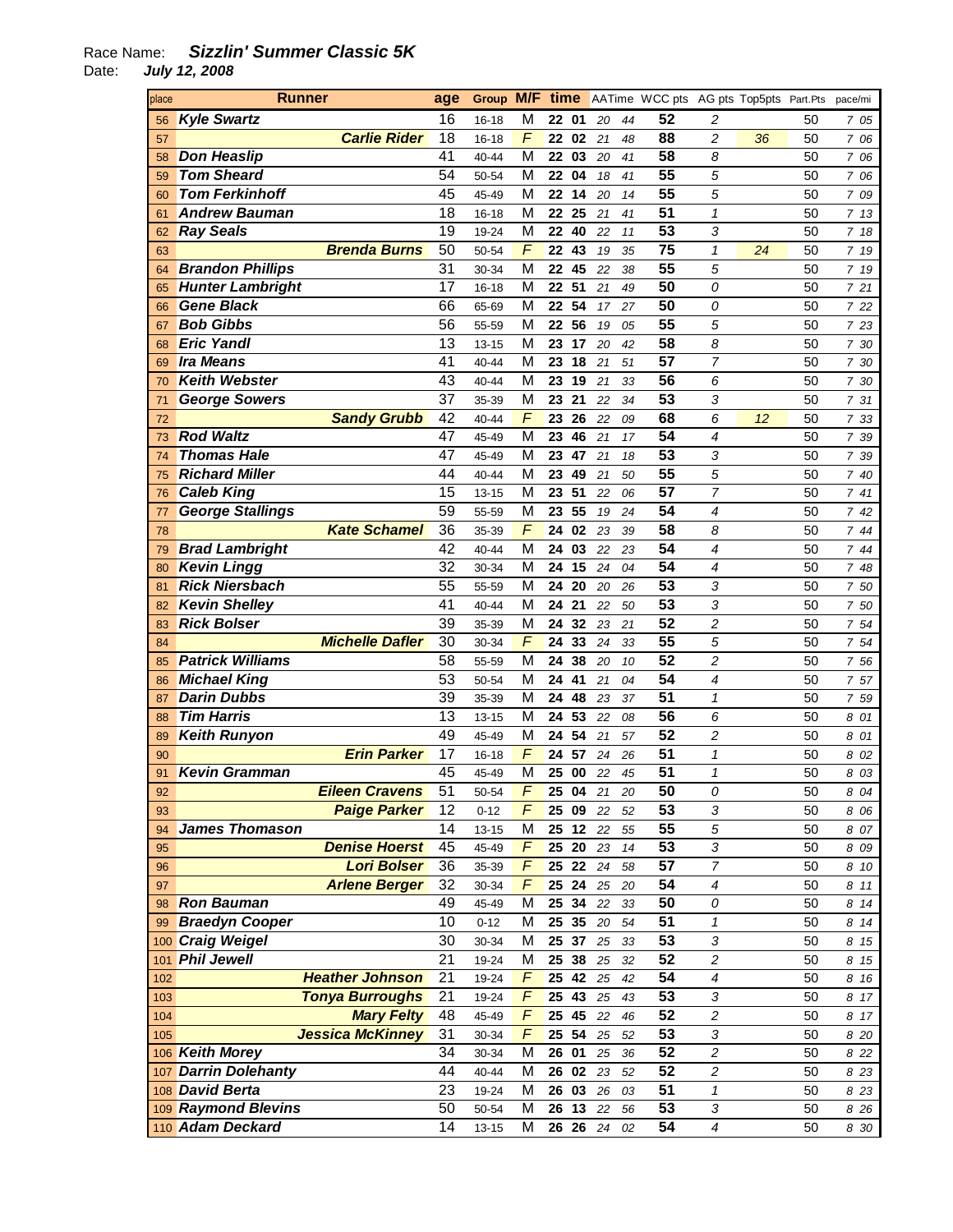Race Name: ***Sizzlin' Summer Classic 5K***
Date: ***July 12, 2008***

| place | Runner | age | Group | M/F | time | | AATime | | WCC pts | AG pts | Top5pts | Part.Pts | pace/mi |
|---|---|---|---|---|---|---|---|---|---|---|---|---|---|
| 56 | **Kyle Swartz** | 16 | 16-18 | M | 22 | 01 | 20 | 44 | 52 | 2 | | 50 | 7 05 |
| 57 | **Carlie Rider** | 18 | 16-18 | F | 22 | 02 | 21 | 48 | 88 | 2 | 36 | 50 | 7 06 |
| 58 | **Don Heaslip** | 41 | 40-44 | M | 22 | 03 | 20 | 41 | 58 | 8 | | 50 | 7 06 |
| 59 | **Tom Sheard** | 54 | 50-54 | M | 22 | 04 | 18 | 41 | 55 | 5 | | 50 | 7 06 |
| 60 | **Tom Ferkinhoff** | 45 | 45-49 | M | 22 | 14 | 20 | 14 | 55 | 5 | | 50 | 7 09 |
| 61 | **Andrew Bauman** | 18 | 16-18 | M | 22 | 25 | 21 | 41 | 51 | 1 | | 50 | 7 13 |
| 62 | **Ray Seals** | 19 | 19-24 | M | 22 | 40 | 22 | 11 | 53 | 3 | | 50 | 7 18 |
| 63 | **Brenda Burns** | 50 | 50-54 | F | 22 | 43 | 19 | 35 | 75 | 1 | 24 | 50 | 7 19 |
| 64 | **Brandon Phillips** | 31 | 30-34 | M | 22 | 45 | 22 | 38 | 55 | 5 | | 50 | 7 19 |
| 65 | **Hunter Lambright** | 17 | 16-18 | M | 22 | 51 | 21 | 49 | 50 | 0 | | 50 | 7 21 |
| 66 | **Gene Black** | 66 | 65-69 | M | 22 | 54 | 17 | 27 | 50 | 0 | | 50 | 7 22 |
| 67 | **Bob Gibbs** | 56 | 55-59 | M | 22 | 56 | 19 | 05 | 55 | 5 | | 50 | 7 23 |
| 68 | **Eric Yandl** | 13 | 13-15 | M | 23 | 17 | 20 | 42 | 58 | 8 | | 50 | 7 30 |
| 69 | **Ira Means** | 41 | 40-44 | M | 23 | 18 | 21 | 51 | 57 | 7 | | 50 | 7 30 |
| 70 | **Keith Webster** | 43 | 40-44 | M | 23 | 19 | 21 | 33 | 56 | 6 | | 50 | 7 30 |
| 71 | **George Sowers** | 37 | 35-39 | M | 23 | 21 | 22 | 34 | 53 | 3 | | 50 | 7 31 |
| 72 | **Sandy Grubb** | 42 | 40-44 | F | 23 | 26 | 22 | 09 | 68 | 6 | 12 | 50 | 7 33 |
| 73 | **Rod Waltz** | 47 | 45-49 | M | 23 | 46 | 21 | 17 | 54 | 4 | | 50 | 7 39 |
| 74 | **Thomas Hale** | 47 | 45-49 | M | 23 | 47 | 21 | 18 | 53 | 3 | | 50 | 7 39 |
| 75 | **Richard Miller** | 44 | 40-44 | M | 23 | 49 | 21 | 50 | 55 | 5 | | 50 | 7 40 |
| 76 | **Caleb King** | 15 | 13-15 | M | 23 | 51 | 22 | 06 | 57 | 7 | | 50 | 7 41 |
| 77 | **George Stallings** | 59 | 55-59 | M | 23 | 55 | 19 | 24 | 54 | 4 | | 50 | 7 42 |
| 78 | **Kate Schamel** | 36 | 35-39 | F | 24 | 02 | 23 | 39 | 58 | 8 | | 50 | 7 44 |
| 79 | **Brad Lambright** | 42 | 40-44 | M | 24 | 03 | 22 | 23 | 54 | 4 | | 50 | 7 44 |
| 80 | **Kevin Lingg** | 32 | 30-34 | M | 24 | 15 | 24 | 04 | 54 | 4 | | 50 | 7 48 |
| 81 | **Rick Niersbach** | 55 | 55-59 | M | 24 | 20 | 20 | 26 | 53 | 3 | | 50 | 7 50 |
| 82 | **Kevin Shelley** | 41 | 40-44 | M | 24 | 21 | 22 | 50 | 53 | 3 | | 50 | 7 50 |
| 83 | **Rick Bolser** | 39 | 35-39 | M | 24 | 32 | 23 | 21 | 52 | 2 | | 50 | 7 54 |
| 84 | **Michelle Dafler** | 30 | 30-34 | F | 24 | 33 | 24 | 33 | 55 | 5 | | 50 | 7 54 |
| 85 | **Patrick Williams** | 58 | 55-59 | M | 24 | 38 | 20 | 10 | 52 | 2 | | 50 | 7 56 |
| 86 | **Michael King** | 53 | 50-54 | M | 24 | 41 | 21 | 04 | 54 | 4 | | 50 | 7 57 |
| 87 | **Darin Dubbs** | 39 | 35-39 | M | 24 | 48 | 23 | 37 | 51 | 1 | | 50 | 7 59 |
| 88 | **Tim Harris** | 13 | 13-15 | M | 24 | 53 | 22 | 08 | 56 | 6 | | 50 | 8 01 |
| 89 | **Keith Runyon** | 49 | 45-49 | M | 24 | 54 | 21 | 57 | 52 | 2 | | 50 | 8 01 |
| 90 | **Erin Parker** | 17 | 16-18 | F | 24 | 57 | 24 | 26 | 51 | 1 | | 50 | 8 02 |
| 91 | **Kevin Gramman** | 45 | 45-49 | M | 25 | 00 | 22 | 45 | 51 | 1 | | 50 | 8 03 |
| 92 | **Eileen Cravens** | 51 | 50-54 | F | 25 | 04 | 21 | 20 | 50 | 0 | | 50 | 8 04 |
| 93 | **Paige Parker** | 12 | 0-12 | F | 25 | 09 | 22 | 52 | 53 | 3 | | 50 | 8 06 |
| 94 | **James Thomason** | 14 | 13-15 | M | 25 | 12 | 22 | 55 | 55 | 5 | | 50 | 8 07 |
| 95 | **Denise Hoerst** | 45 | 45-49 | F | 25 | 20 | 23 | 14 | 53 | 3 | | 50 | 8 09 |
| 96 | **Lori Bolser** | 36 | 35-39 | F | 25 | 22 | 24 | 58 | 57 | 7 | | 50 | 8 10 |
| 97 | **Arlene Berger** | 32 | 30-34 | F | 25 | 24 | 25 | 20 | 54 | 4 | | 50 | 8 11 |
| 98 | **Ron Bauman** | 49 | 45-49 | M | 25 | 34 | 22 | 33 | 50 | 0 | | 50 | 8 14 |
| 99 | **Braedyn Cooper** | 10 | 0-12 | M | 25 | 35 | 20 | 54 | 51 | 1 | | 50 | 8 14 |
| 100 | **Craig Weigel** | 30 | 30-34 | M | 25 | 37 | 25 | 33 | 53 | 3 | | 50 | 8 15 |
| 101 | **Phil Jewell** | 21 | 19-24 | M | 25 | 38 | 25 | 32 | 52 | 2 | | 50 | 8 15 |
| 102 | **Heather Johnson** | 21 | 19-24 | F | 25 | 42 | 25 | 42 | 54 | 4 | | 50 | 8 16 |
| 103 | **Tonya Burroughs** | 21 | 19-24 | F | 25 | 43 | 25 | 43 | 53 | 3 | | 50 | 8 17 |
| 104 | **Mary Felty** | 48 | 45-49 | F | 25 | 45 | 22 | 46 | 52 | 2 | | 50 | 8 17 |
| 105 | **Jessica McKinney** | 31 | 30-34 | F | 25 | 54 | 25 | 52 | 53 | 3 | | 50 | 8 20 |
| 106 | **Keith Morey** | 34 | 30-34 | M | 26 | 01 | 25 | 36 | 52 | 2 | | 50 | 8 22 |
| 107 | **Darrin Dolehanty** | 44 | 40-44 | M | 26 | 02 | 23 | 52 | 52 | 2 | | 50 | 8 23 |
| 108 | **David Berta** | 23 | 19-24 | M | 26 | 03 | 26 | 03 | 51 | 1 | | 50 | 8 23 |
| 109 | **Raymond Blevins** | 50 | 50-54 | M | 26 | 13 | 22 | 56 | 53 | 3 | | 50 | 8 26 |
| 110 | **Adam Deckard** | 14 | 13-15 | M | 26 | 26 | 24 | 02 | 54 | 4 | | 50 | 8 30 |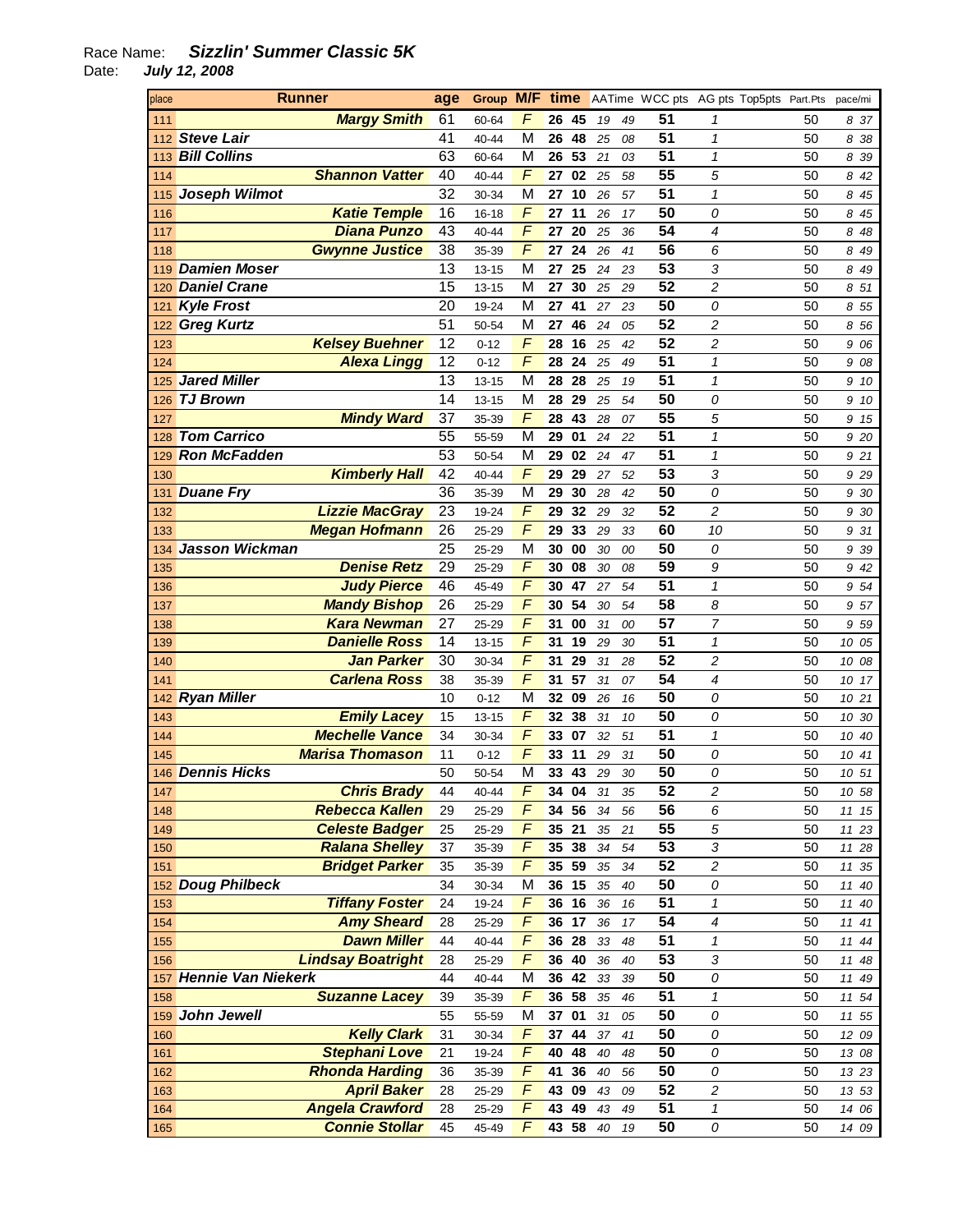Race Name: ***Sizzlin' Summer Classic 5K***
Date: ***July 12, 2008***

| place | Runner | age | Group | M/F | time | | AATime | | WCC pts | AG pts | Top5pts | Part.Pts | pace/mi |
|---|---|---|---|---|---|---|---|---|---|---|---|---|---|
| 111 | Margy Smith | 61 | 60-64 | F | 26 | 45 | 19 | 49 | 51 | 1 | | 50 | 8 37 |
| 112 | Steve Lair | 41 | 40-44 | M | 26 | 48 | 25 | 08 | 51 | 1 | | 50 | 8 38 |
| 113 | Bill Collins | 63 | 60-64 | M | 26 | 53 | 21 | 03 | 51 | 1 | | 50 | 8 39 |
| 114 | Shannon Vatter | 40 | 40-44 | F | 27 | 02 | 25 | 58 | 55 | 5 | | 50 | 8 42 |
| 115 | Joseph Wilmot | 32 | 30-34 | M | 27 | 10 | 26 | 57 | 51 | 1 | | 50 | 8 45 |
| 116 | Katie Temple | 16 | 16-18 | F | 27 | 11 | 26 | 17 | 50 | 0 | | 50 | 8 45 |
| 117 | Diana Punzo | 43 | 40-44 | F | 27 | 20 | 25 | 36 | 54 | 4 | | 50 | 8 48 |
| 118 | Gwynne Justice | 38 | 35-39 | F | 27 | 24 | 26 | 41 | 56 | 6 | | 50 | 8 49 |
| 119 | Damien Moser | 13 | 13-15 | M | 27 | 25 | 24 | 23 | 53 | 3 | | 50 | 8 49 |
| 120 | Daniel Crane | 15 | 13-15 | M | 27 | 30 | 25 | 29 | 52 | 2 | | 50 | 8 51 |
| 121 | Kyle Frost | 20 | 19-24 | M | 27 | 41 | 27 | 23 | 50 | 0 | | 50 | 8 55 |
| 122 | Greg Kurtz | 51 | 50-54 | M | 27 | 46 | 24 | 05 | 52 | 2 | | 50 | 8 56 |
| 123 | Kelsey Buehner | 12 | 0-12 | F | 28 | 16 | 25 | 42 | 52 | 2 | | 50 | 9 06 |
| 124 | Alexa Lingg | 12 | 0-12 | F | 28 | 24 | 25 | 49 | 51 | 1 | | 50 | 9 08 |
| 125 | Jared Miller | 13 | 13-15 | M | 28 | 28 | 25 | 19 | 51 | 1 | | 50 | 9 10 |
| 126 | TJ Brown | 14 | 13-15 | M | 28 | 29 | 25 | 54 | 50 | 0 | | 50 | 9 10 |
| 127 | Mindy Ward | 37 | 35-39 | F | 28 | 43 | 28 | 07 | 55 | 5 | | 50 | 9 15 |
| 128 | Tom Carrico | 55 | 55-59 | M | 29 | 01 | 24 | 22 | 51 | 1 | | 50 | 9 20 |
| 129 | Ron McFadden | 53 | 50-54 | M | 29 | 02 | 24 | 47 | 51 | 1 | | 50 | 9 21 |
| 130 | Kimberly Hall | 42 | 40-44 | F | 29 | 29 | 27 | 52 | 53 | 3 | | 50 | 9 29 |
| 131 | Duane Fry | 36 | 35-39 | M | 29 | 30 | 28 | 42 | 50 | 0 | | 50 | 9 30 |
| 132 | Lizzie MacGray | 23 | 19-24 | F | 29 | 32 | 29 | 32 | 52 | 2 | | 50 | 9 30 |
| 133 | Megan Hofmann | 26 | 25-29 | F | 29 | 33 | 29 | 33 | 60 | 10 | | 50 | 9 31 |
| 134 | Jasson Wickman | 25 | 25-29 | M | 30 | 00 | 30 | 00 | 50 | 0 | | 50 | 9 39 |
| 135 | Denise Retz | 29 | 25-29 | F | 30 | 08 | 30 | 08 | 59 | 9 | | 50 | 9 42 |
| 136 | Judy Pierce | 46 | 45-49 | F | 30 | 47 | 27 | 54 | 51 | 1 | | 50 | 9 54 |
| 137 | Mandy Bishop | 26 | 25-29 | F | 30 | 54 | 30 | 54 | 58 | 8 | | 50 | 9 57 |
| 138 | Kara Newman | 27 | 25-29 | F | 31 | 00 | 31 | 00 | 57 | 7 | | 50 | 9 59 |
| 139 | Danielle Ross | 14 | 13-15 | F | 31 | 19 | 29 | 30 | 51 | 1 | | 50 | 10 05 |
| 140 | Jan Parker | 30 | 30-34 | F | 31 | 29 | 31 | 28 | 52 | 2 | | 50 | 10 08 |
| 141 | Carlena Ross | 38 | 35-39 | F | 31 | 57 | 31 | 07 | 54 | 4 | | 50 | 10 17 |
| 142 | Ryan Miller | 10 | 0-12 | M | 32 | 09 | 26 | 16 | 50 | 0 | | 50 | 10 21 |
| 143 | Emily Lacey | 15 | 13-15 | F | 32 | 38 | 31 | 10 | 50 | 0 | | 50 | 10 30 |
| 144 | Mechelle Vance | 34 | 30-34 | F | 33 | 07 | 32 | 51 | 51 | 1 | | 50 | 10 40 |
| 145 | Marisa Thomason | 11 | 0-12 | F | 33 | 11 | 29 | 31 | 50 | 0 | | 50 | 10 41 |
| 146 | Dennis Hicks | 50 | 50-54 | M | 33 | 43 | 29 | 30 | 50 | 0 | | 50 | 10 51 |
| 147 | Chris Brady | 44 | 40-44 | F | 34 | 04 | 31 | 35 | 52 | 2 | | 50 | 10 58 |
| 148 | Rebecca Kallen | 29 | 25-29 | F | 34 | 56 | 34 | 56 | 56 | 6 | | 50 | 11 15 |
| 149 | Celeste Badger | 25 | 25-29 | F | 35 | 21 | 35 | 21 | 55 | 5 | | 50 | 11 23 |
| 150 | Ralana Shelley | 37 | 35-39 | F | 35 | 38 | 34 | 54 | 53 | 3 | | 50 | 11 28 |
| 151 | Bridget Parker | 35 | 35-39 | F | 35 | 59 | 35 | 34 | 52 | 2 | | 50 | 11 35 |
| 152 | Doug Philbeck | 34 | 30-34 | M | 36 | 15 | 35 | 40 | 50 | 0 | | 50 | 11 40 |
| 153 | Tiffany Foster | 24 | 19-24 | F | 36 | 16 | 36 | 16 | 51 | 1 | | 50 | 11 40 |
| 154 | Amy Sheard | 28 | 25-29 | F | 36 | 17 | 36 | 17 | 54 | 4 | | 50 | 11 41 |
| 155 | Dawn Miller | 44 | 40-44 | F | 36 | 28 | 33 | 48 | 51 | 1 | | 50 | 11 44 |
| 156 | Lindsay Boatright | 28 | 25-29 | F | 36 | 40 | 36 | 40 | 53 | 3 | | 50 | 11 48 |
| 157 | Hennie Van Niekerk | 44 | 40-44 | M | 36 | 42 | 33 | 39 | 50 | 0 | | 50 | 11 49 |
| 158 | Suzanne Lacey | 39 | 35-39 | F | 36 | 58 | 35 | 46 | 51 | 1 | | 50 | 11 54 |
| 159 | John Jewell | 55 | 55-59 | M | 37 | 01 | 31 | 05 | 50 | 0 | | 50 | 11 55 |
| 160 | Kelly Clark | 31 | 30-34 | F | 37 | 44 | 37 | 41 | 50 | 0 | | 50 | 12 09 |
| 161 | Stephani Love | 21 | 19-24 | F | 40 | 48 | 40 | 48 | 50 | 0 | | 50 | 13 08 |
| 162 | Rhonda Harding | 36 | 35-39 | F | 41 | 36 | 40 | 56 | 50 | 0 | | 50 | 13 23 |
| 163 | April Baker | 28 | 25-29 | F | 43 | 09 | 43 | 09 | 52 | 2 | | 50 | 13 53 |
| 164 | Angela Crawford | 28 | 25-29 | F | 43 | 49 | 43 | 49 | 51 | 1 | | 50 | 14 06 |
| 165 | Connie Stollar | 45 | 45-49 | F | 43 | 58 | 40 | 19 | 50 | 0 | | 50 | 14 09 |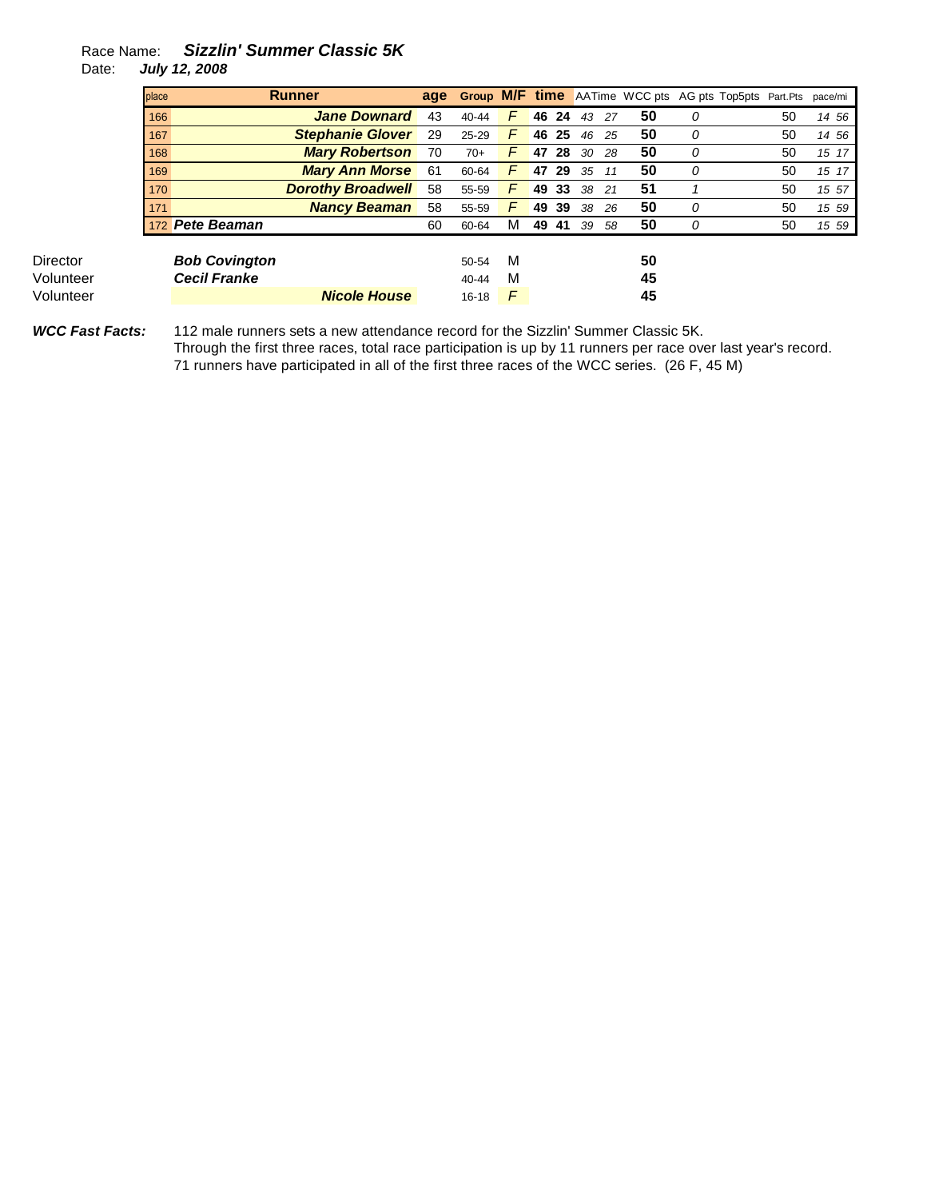Race Name: ***Sizzlin' Summer Classic 5K***
Date: ***July 12, 2008***

| place | Runner | age | Group | M/F | time | | AATime | | WCC pts | AG pts | Top5pts | Part.Pts | pace/mi | |
|---|---|---|---|---|---|---|---|---|---|---|---|---|---|---|
| 166 | Jane Downard | 43 | 40-44 | F | 46 | 24 | 43 | 27 | 50 | 0 | | 50 | 14 | 56 |
| 167 | Stephanie Glover | 29 | 25-29 | F | 46 | 25 | 46 | 25 | 50 | 0 | | 50 | 14 | 56 |
| 168 | Mary Robertson | 70 | 70+ | F | 47 | 28 | 30 | 28 | 50 | 0 | | 50 | 15 | 17 |
| 169 | Mary Ann Morse | 61 | 60-64 | F | 47 | 29 | 35 | 11 | 50 | 0 | | 50 | 15 | 17 |
| 170 | Dorothy Broadwell | 58 | 55-59 | F | 49 | 33 | 38 | 21 | 51 | 1 | | 50 | 15 | 57 |
| 171 | Nancy Beaman | 58 | 55-59 | F | 49 | 39 | 38 | 26 | 50 | 0 | | 50 | 15 | 59 |
| 172 | Pete Beaman | 60 | 60-64 | M | 49 | 41 | 39 | 58 | 50 | 0 | | 50 | 15 | 59 |

| | | | | |
|---|---|---|---|---|
| Director | Bob Covington | 50-54 | M | 50 |
| Volunteer | Cecil Franke | 40-44 | M | 45 |
| Volunteer | Nicole House | 16-18 | F | 45 |

***WCC Fast Facts:*** 112 male runners sets a new attendance record for the Sizzlin' Summer Classic 5K.
Through the first three races, total race participation is up by 11 runners per race over last year's record.
71 runners have participated in all of the first three races of the WCC series. (26 F, 45 M)